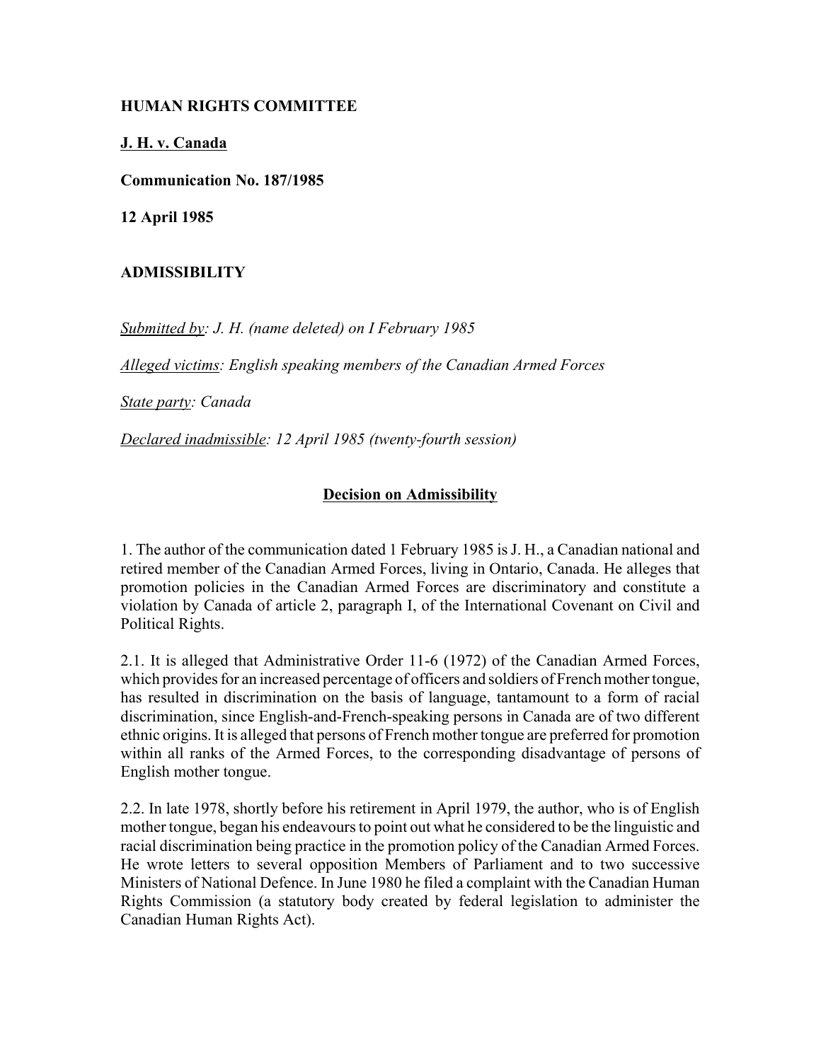**HUMAN RIGHTS COMMITTEE**

**J. H. v. Canada**

**Communication No. 187/1985**

**12 April 1985**

**ADMISSIBILITY**

*Submitted by: J. H. (name deleted) on I February 1985*

*Alleged victims: English speaking members of the Canadian Armed Forces*

*State party: Canada*

*Declared inadmissible: 12 April 1985 (twenty-fourth session)*

**Decision on Admissibility**

1. The author of the communication dated 1 February 1985 is J. H., a Canadian national and retired member of the Canadian Armed Forces, living in Ontario, Canada. He alleges that promotion policies in the Canadian Armed Forces are discriminatory and constitute a violation by Canada of article 2, paragraph I, of the International Covenant on Civil and Political Rights.

2.1. It is alleged that Administrative Order 11-6 (1972) of the Canadian Armed Forces, which provides for an increased percentage of officers and soldiers of French mother tongue, has resulted in discrimination on the basis of language, tantamount to a form of racial discrimination, since English-and-French-speaking persons in Canada are of two different ethnic origins. It is alleged that persons of French mother tongue are preferred for promotion within all ranks of the Armed Forces, to the corresponding disadvantage of persons of English mother tongue.

2.2. In late 1978, shortly before his retirement in April 1979, the author, who is of English mother tongue, began his endeavours to point out what he considered to be the linguistic and racial discrimination being practice in the promotion policy of the Canadian Armed Forces. He wrote letters to several opposition Members of Parliament and to two successive Ministers of National Defence. In June 1980 he filed a complaint with the Canadian Human Rights Commission (a statutory body created by federal legislation to administer the Canadian Human Rights Act).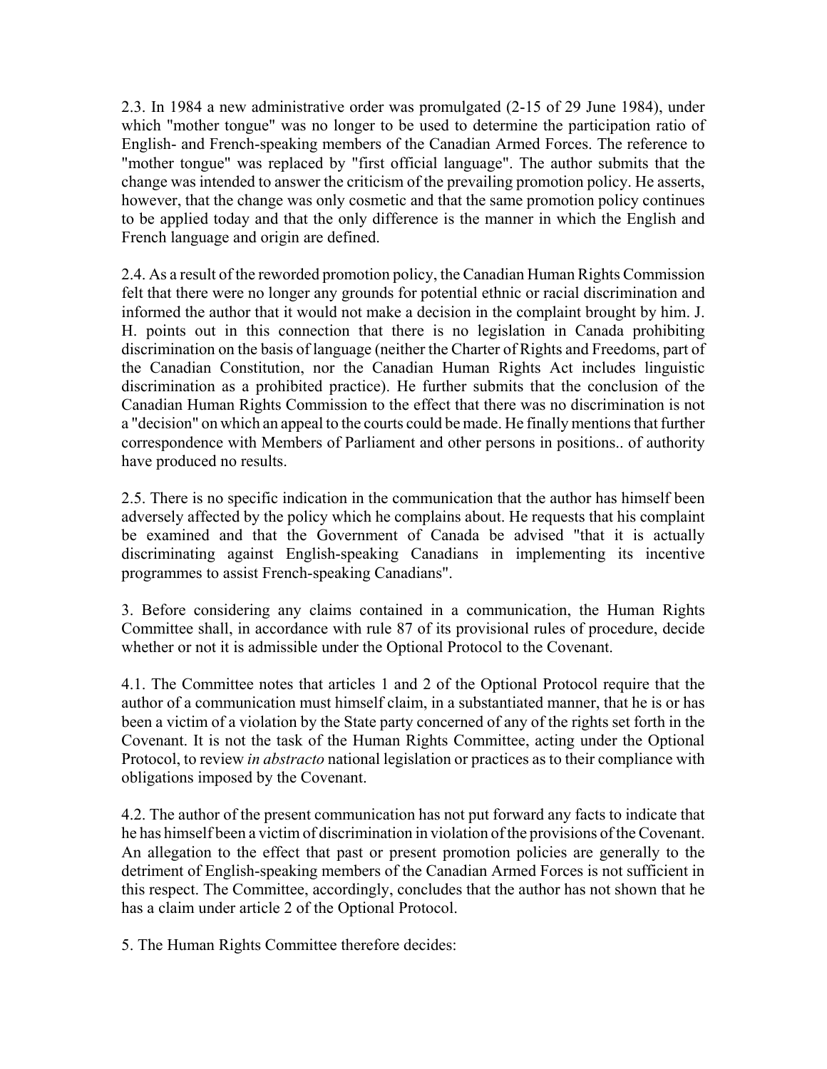2.3. In 1984 a new administrative order was promulgated (2-15 of 29 June 1984), under which "mother tongue" was no longer to be used to determine the participation ratio of English- and French-speaking members of the Canadian Armed Forces. The reference to "mother tongue" was replaced by "first official language". The author submits that the change was intended to answer the criticism of the prevailing promotion policy. He asserts, however, that the change was only cosmetic and that the same promotion policy continues to be applied today and that the only difference is the manner in which the English and French language and origin are defined.

2.4. As a result of the reworded promotion policy, the Canadian Human Rights Commission felt that there were no longer any grounds for potential ethnic or racial discrimination and informed the author that it would not make a decision in the complaint brought by him. J. H. points out in this connection that there is no legislation in Canada prohibiting discrimination on the basis of language (neither the Charter of Rights and Freedoms, part of the Canadian Constitution, nor the Canadian Human Rights Act includes linguistic discrimination as a prohibited practice). He further submits that the conclusion of the Canadian Human Rights Commission to the effect that there was no discrimination is not a "decision" on which an appeal to the courts could be made. He finally mentions that further correspondence with Members of Parliament and other persons in positions.. of authority have produced no results.

2.5. There is no specific indication in the communication that the author has himself been adversely affected by the policy which he complains about. He requests that his complaint be examined and that the Government of Canada be advised "that it is actually discriminating against English-speaking Canadians in implementing its incentive programmes to assist French-speaking Canadians".

3. Before considering any claims contained in a communication, the Human Rights Committee shall, in accordance with rule 87 of its provisional rules of procedure, decide whether or not it is admissible under the Optional Protocol to the Covenant.

4.1. The Committee notes that articles 1 and 2 of the Optional Protocol require that the author of a communication must himself claim, in a substantiated manner, that he is or has been a victim of a violation by the State party concerned of any of the rights set forth in the Covenant. It is not the task of the Human Rights Committee, acting under the Optional Protocol, to review *in abstracto* national legislation or practices as to their compliance with obligations imposed by the Covenant.

4.2. The author of the present communication has not put forward any facts to indicate that he has himself been a victim of discrimination in violation of the provisions of the Covenant. An allegation to the effect that past or present promotion policies are generally to the detriment of English-speaking members of the Canadian Armed Forces is not sufficient in this respect. The Committee, accordingly, concludes that the author has not shown that he has a claim under article 2 of the Optional Protocol.

5. The Human Rights Committee therefore decides: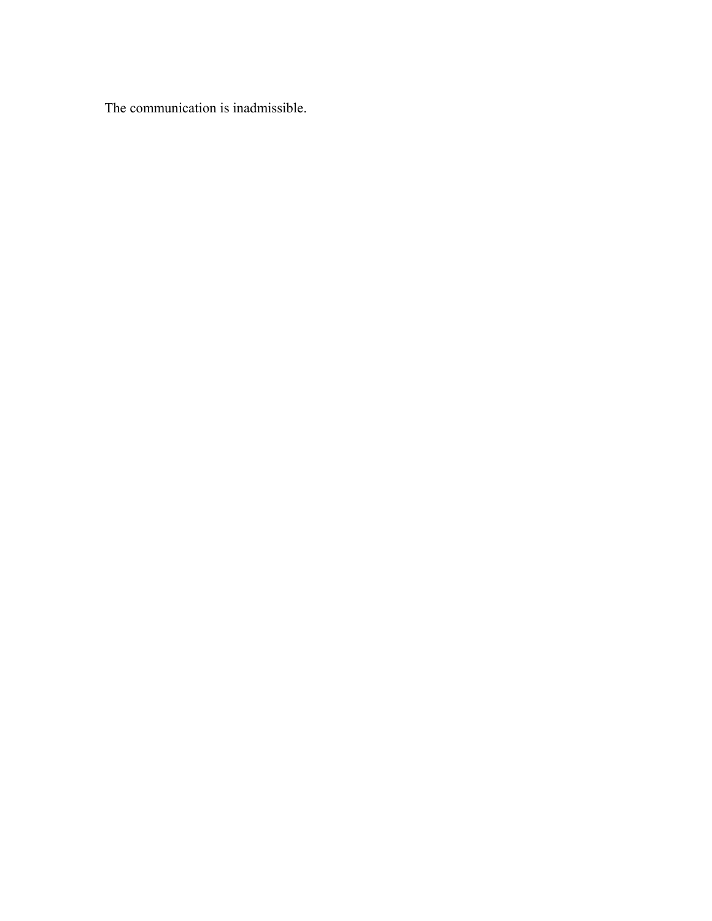The communication is inadmissible.